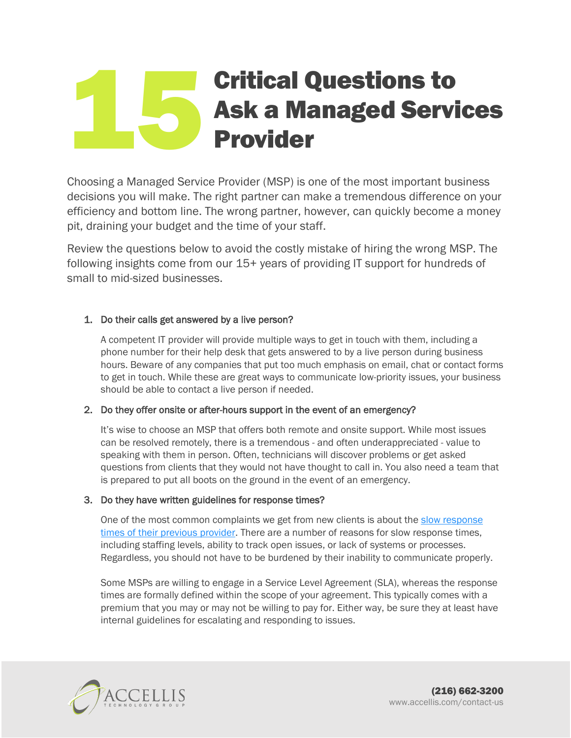# 15 Critical Questions to Ask a Managed Services Provider

Choosing a Managed Service Provider (MSP) is one of the most important business decisions you will make. The right partner can make a tremendous difference on your efficiency and bottom line. The wrong partner, however, can quickly become a money pit, draining your budget and the time of your staff.

Review the questions below to avoid the costly mistake of hiring the wrong MSP. The following insights come from our 15+ years of providing IT support for hundreds of small to mid-sized businesses.

1. **Do their calls get answered by a live person?**

   A competent IT provider will provide multiple ways to get in touch with them, including a phone number for their help desk that gets answered to by a live person during business hours. Beware of any companies that put too much emphasis on email, chat or contact forms to get in touch. While these are great ways to communicate low-priority issues, your business should be able to contact a live person if needed.

2. **Do they offer onsite or after-hours support in the event of an emergency?**

   It's wise to choose an MSP that offers both remote and onsite support. While most issues can be resolved remotely, there is a tremendous - and often underappreciated - value to speaking with them in person. Often, technicians will discover problems or get asked questions from clients that they would not have thought to call in. You also need a team that is prepared to put all boots on the ground in the event of an emergency.

3. **Do they have written guidelines for response times?**

   One of the most common complaints we get from new clients is about the slow response times of their previous provider. There are a number of reasons for slow response times, including staffing levels, ability to track open issues, or lack of systems or processes. Regardless, you should not have to be burdened by their inability to communicate properly.

   Some MSPs are willing to engage in a Service Level Agreement (SLA), whereas the response times are formally defined within the scope of your agreement. This typically comes with a premium that you may or may not be willing to pay for. Either way, be sure they at least have internal guidelines for escalating and responding to issues.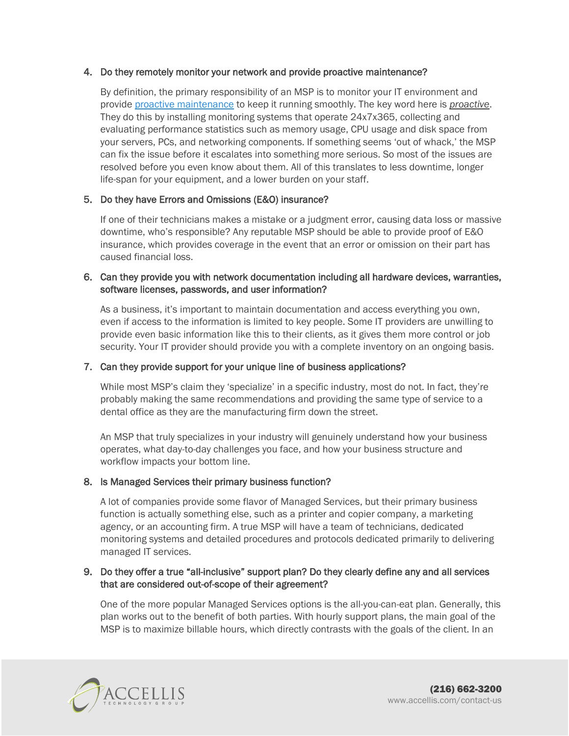4. **Do they remotely monitor your network and provide proactive maintenance?**

   By definition, the primary responsibility of an MSP is to monitor your IT environment and provide [proactive maintenance](#) to keep it running smoothly. The key word here is ***proactive***. They do this by installing monitoring systems that operate 24x7x365, collecting and evaluating performance statistics such as memory usage, CPU usage and disk space from your servers, PCs, and networking components. If something seems 'out of whack,' the MSP can fix the issue before it escalates into something more serious. So most of the issues are resolved before you even know about them. All of this translates to less downtime, longer life-span for your equipment, and a lower burden on your staff.

5. **Do they have Errors and Omissions (E&O) insurance?**

   If one of their technicians makes a mistake or a judgment error, causing data loss or massive downtime, who's responsible? Any reputable MSP should be able to provide proof of E&O insurance, which provides coverage in the event that an error or omission on their part has caused financial loss.

6. **Can they provide you with network documentation including all hardware devices, warranties, software licenses, passwords, and user information?**

   As a business, it's important to maintain documentation and access everything you own, even if access to the information is limited to key people. Some IT providers are unwilling to provide even basic information like this to their clients, as it gives them more control or job security. Your IT provider should provide you with a complete inventory on an ongoing basis.

7. **Can they provide support for your unique line of business applications?**

   While most MSP's claim they 'specialize' in a specific industry, most do not. In fact, they're probably making the same recommendations and providing the same type of service to a dental office as they are the manufacturing firm down the street.

   An MSP that truly specializes in your industry will genuinely understand how your business operates, what day-to-day challenges you face, and how your business structure and workflow impacts your bottom line.

8. **Is Managed Services their primary business function?**

   A lot of companies provide some flavor of Managed Services, but their primary business function is actually something else, such as a printer and copier company, a marketing agency, or an accounting firm. A true MSP will have a team of technicians, dedicated monitoring systems and detailed procedures and protocols dedicated primarily to delivering managed IT services.

9. **Do they offer a true "all-inclusive" support plan? Do they clearly define any and all services that are considered out-of-scope of their agreement?**

   One of the more popular Managed Services options is the all-you-can-eat plan. Generally, this plan works out to the benefit of both parties. With hourly support plans, the main goal of the MSP is to maximize billable hours, which directly contrasts with the goals of the client. In an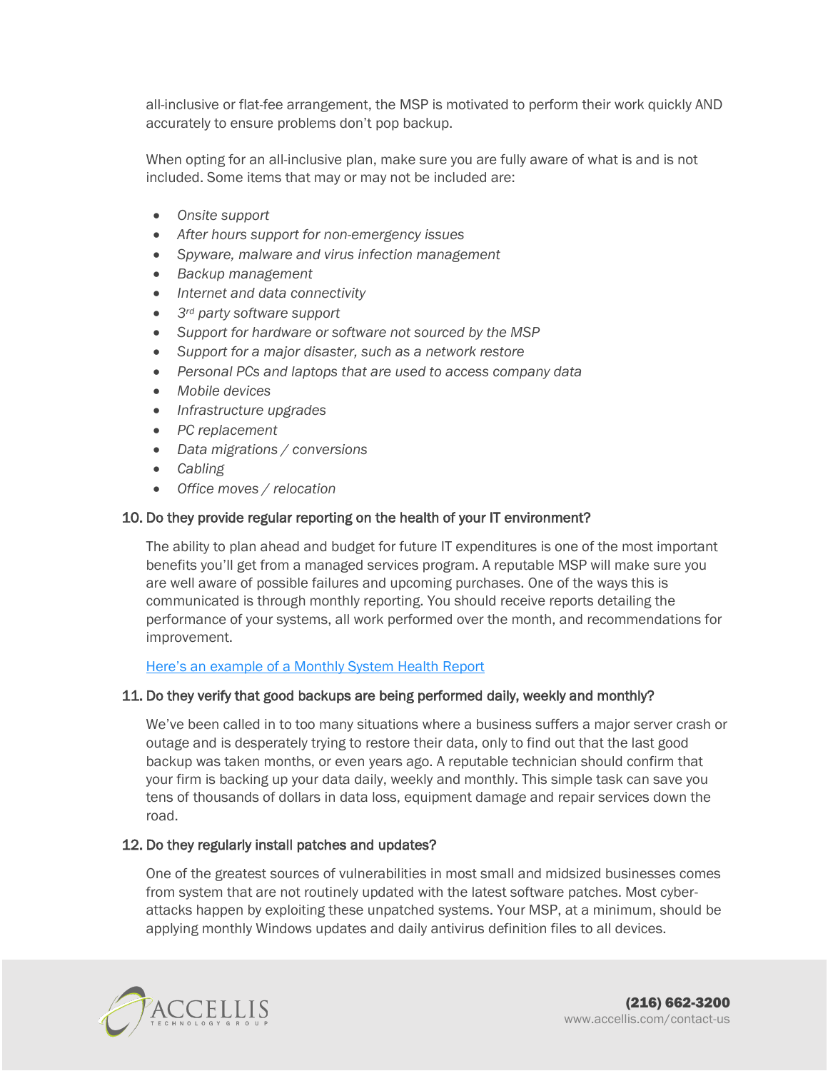all-inclusive or flat-fee arrangement, the MSP is motivated to perform their work quickly AND accurately to ensure problems don't pop backup.

When opting for an all-inclusive plan, make sure you are fully aware of what is and is not included. Some items that may or may not be included are:

- *Onsite support*
- *After hours support for non-emergency issues*
- *Spyware, malware and virus infection management*
- *Backup management*
- *Internet and data connectivity*
- *3rd party software support*
- *Support for hardware or software not sourced by the MSP*
- *Support for a major disaster, such as a network restore*
- *Personal PCs and laptops that are used to access company data*
- *Mobile devices*
- *Infrastructure upgrades*
- *PC replacement*
- *Data migrations / conversions*
- *Cabling*
- *Office moves / relocation*

### 10. Do they provide regular reporting on the health of your IT environment?

The ability to plan ahead and budget for future IT expenditures is one of the most important benefits you'll get from a managed services program. A reputable MSP will make sure you are well aware of possible failures and upcoming purchases. One of the ways this is communicated is through monthly reporting. You should receive reports detailing the performance of your systems, all work performed over the month, and recommendations for improvement.

Here's an example of a Monthly System Health Report

### 11. Do they verify that good backups are being performed daily, weekly and monthly?

We've been called in to too many situations where a business suffers a major server crash or outage and is desperately trying to restore their data, only to find out that the last good backup was taken months, or even years ago. A reputable technician should confirm that your firm is backing up your data daily, weekly and monthly. This simple task can save you tens of thousands of dollars in data loss, equipment damage and repair services down the road.

### 12. Do they regularly install patches and updates?

One of the greatest sources of vulnerabilities in most small and midsized businesses comes from system that are not routinely updated with the latest software patches. Most cyber-attacks happen by exploiting these unpatched systems. Your MSP, at a minimum, should be applying monthly Windows updates and daily antivirus definition files to all devices.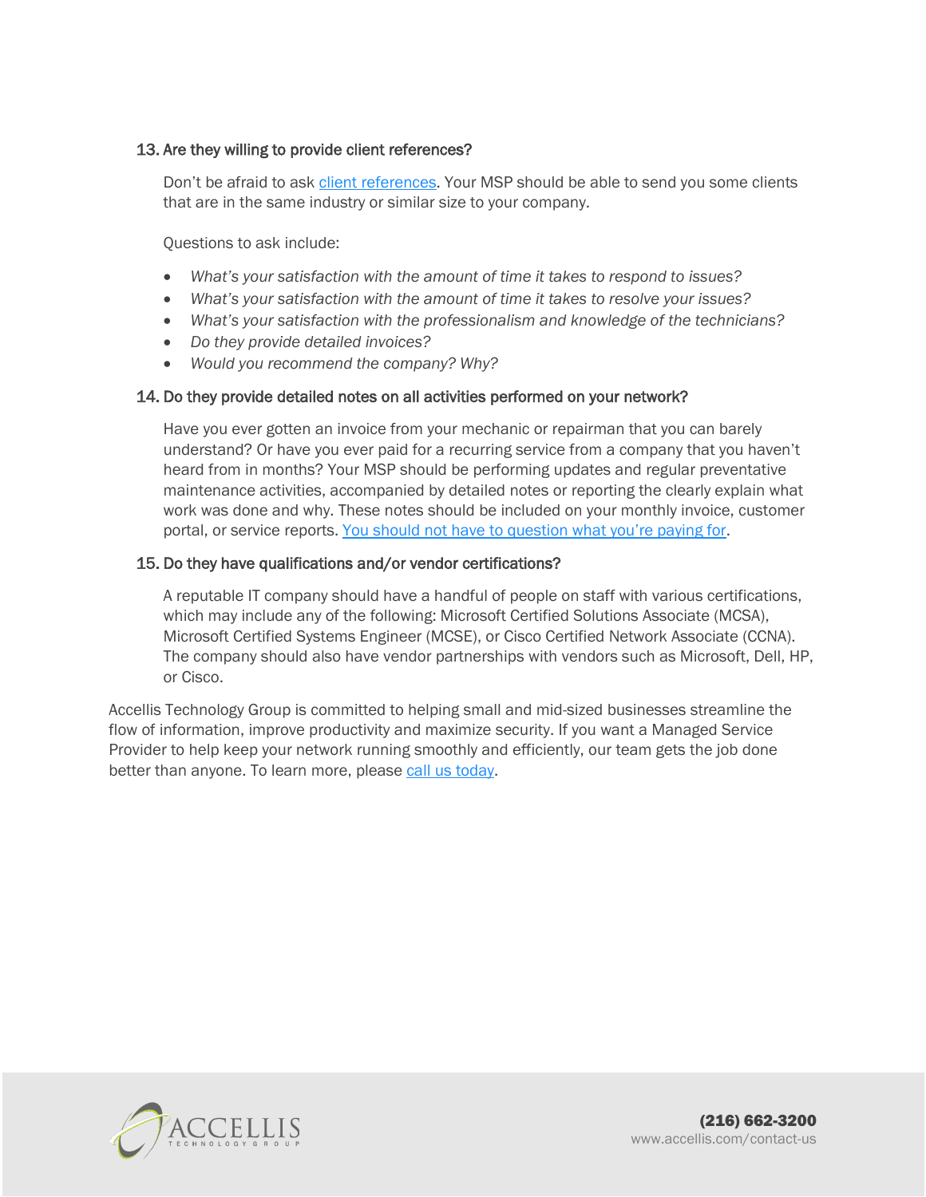### 13. Are they willing to provide client references?

Don't be afraid to ask client references. Your MSP should be able to send you some clients that are in the same industry or similar size to your company.

Questions to ask include:

- *What's your satisfaction with the amount of time it takes to respond to issues?*
- *What's your satisfaction with the amount of time it takes to resolve your issues?*
- *What's your satisfaction with the professionalism and knowledge of the technicians?*
- *Do they provide detailed invoices?*
- *Would you recommend the company? Why?*

### 14. Do they provide detailed notes on all activities performed on your network?

Have you ever gotten an invoice from your mechanic or repairman that you can barely understand? Or have you ever paid for a recurring service from a company that you haven't heard from in months? Your MSP should be performing updates and regular preventative maintenance activities, accompanied by detailed notes or reporting the clearly explain what work was done and why. These notes should be included on your monthly invoice, customer portal, or service reports. You should not have to question what you're paying for.

### 15. Do they have qualifications and/or vendor certifications?

A reputable IT company should have a handful of people on staff with various certifications, which may include any of the following: Microsoft Certified Solutions Associate (MCSA), Microsoft Certified Systems Engineer (MCSE), or Cisco Certified Network Associate (CCNA). The company should also have vendor partnerships with vendors such as Microsoft, Dell, HP, or Cisco.

Accellis Technology Group is committed to helping small and mid-sized businesses streamline the flow of information, improve productivity and maximize security. If you want a Managed Service Provider to help keep your network running smoothly and efficiently, our team gets the job done better than anyone. To learn more, please call us today.